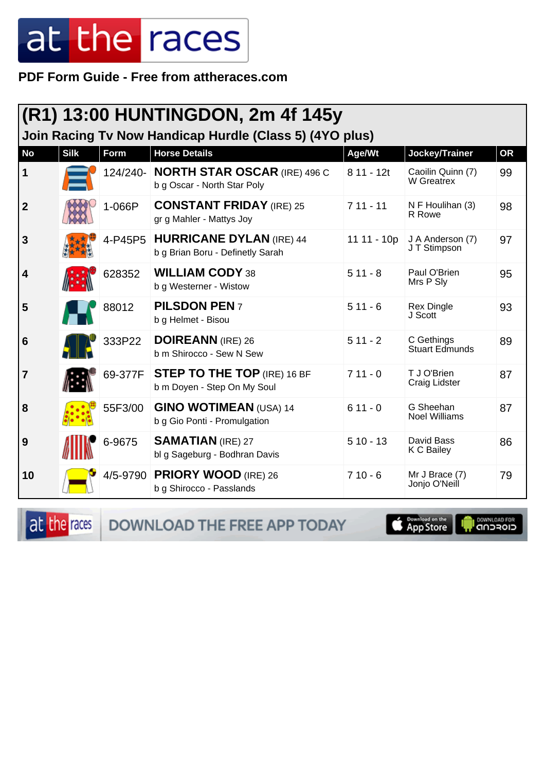PDF Form Guide - Free from attheraces.com

# (R1) 13:00 HUNTINGDON, 2m 4f 145y

## Join Racing Tv Now Handicap Hurdle (Class 5) (4YO plus)

| No | Silk | Form | Horse Details | Age/Wt | Jockey/Trainer | OR |
|---|---|---|---|---|---|---|
| 1 | | 124/240- | **NORTH STAR OSCAR** (IRE) 496 C<br>b g Oscar - North Star Poly | 8 11 - 12t | Caoilin Quinn (7)<br>W Greatrex | 99 |
| 2 | | 1-066P | **CONSTANT FRIDAY** (IRE) 25<br>gr g Mahler - Mattys Joy | 7 11 - 11 | N F Houlihan (3)<br>R Rowe | 98 |
| 3 | | 4-P45P5 | **HURRICANE DYLAN** (IRE) 44<br>b g Brian Boru - Definetly Sarah | 11 11 - 10p | J A Anderson (7)<br>J T Stimpson | 97 |
| 4 | | 628352 | **WILLIAM CODY** 38<br>b g Westerner - Wistow | 5 11 - 8 | Paul O'Brien<br>Mrs P Sly | 95 |
| 5 | | 88012 | **PILSDON PEN** 7<br>b g Helmet - Bisou | 5 11 - 6 | Rex Dingle<br>J Scott | 93 |
| 6 | | 333P22 | **DOIREANN** (IRE) 26<br>b m Shirocco - Sew N Sew | 5 11 - 2 | C Gethings<br>Stuart Edmunds | 89 |
| 7 | | 69-377F | **STEP TO THE TOP** (IRE) 16 BF<br>b m Doyen - Step On My Soul | 7 11 - 0 | T J O'Brien<br>Craig Lidster | 87 |
| 8 | | 55F3/00 | **GINO WOTIMEAN** (USA) 14<br>b g Gio Ponti - Promulgation | 6 11 - 0 | G Sheehan<br>Noel Williams | 87 |
| 9 | | 6-9675 | **SAMATIAN** (IRE) 27<br>bl g Sageburg - Bodhran Davis | 5 10 - 13 | David Bass<br>K C Bailey | 86 |
| 10 | | 4/5-9790 | **PRIORY WOOD** (IRE) 26<br>b g Shirocco - Passlands | 7 10 - 6 | Mr J Brace (7)<br>Jonjo O'Neill | 79 |

DOWNLOAD THE FREE APP TODAY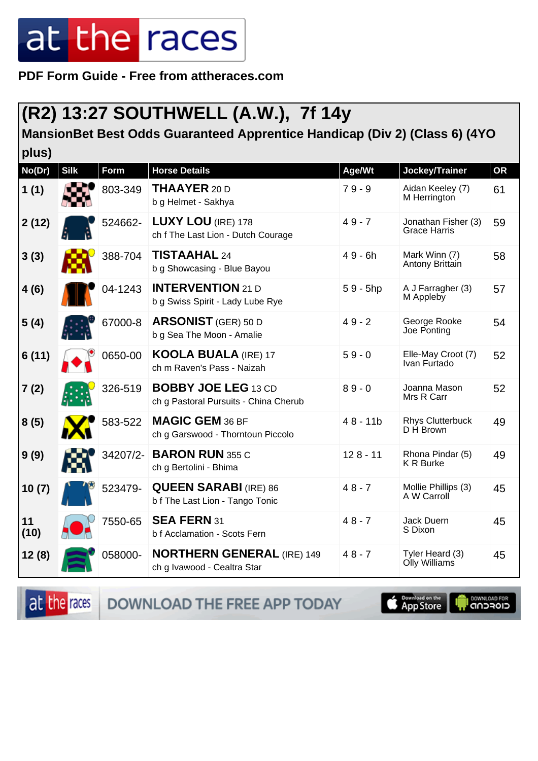PDF Form Guide - Free from attheraces.com

## (R2) 13:27 SOUTHWELL (A.W.), 7f 14y

### MansionBet Best Odds Guaranteed Apprentice Handicap (Div 2) (Class 6) (4YO plus)

| No(Dr) | Silk | Form | Horse Details | Age/Wt | Jockey/Trainer | OR |
|---|---|---|---|---|---|---|
| 1 (1) | | 803-349 | **THAAYER** 20 D<br>b g Helmet - Sakhya | 7 9 - 9 | Aidan Keeley (7)<br>M Herrington | 61 |
| 2 (12) | | 524662- | **LUXY LOU** (IRE) 178<br>ch f The Last Lion - Dutch Courage | 4 9 - 7 | Jonathan Fisher (3)<br>Grace Harris | 59 |
| 3 (3) | | 388-704 | **TISTAAHAL** 24<br>b g Showcasing - Blue Bayou | 4 9 - 6h | Mark Winn (7)<br>Antony Brittain | 58 |
| 4 (6) | | 04-1243 | **INTERVENTION** 21 D<br>b g Swiss Spirit - Lady Lube Rye | 5 9 - 5hp | A J Farragher (3)<br>M Appleby | 57 |
| 5 (4) | | 67000-8 | **ARSONIST** (GER) 50 D<br>b g Sea The Moon - Amalie | 4 9 - 2 | George Rooke<br>Joe Ponting | 54 |
| 6 (11) | | 0650-00 | **KOOLA BUALA** (IRE) 17<br>ch m Raven's Pass - Naizah | 5 9 - 0 | Elle-May Croot (7)<br>Ivan Furtado | 52 |
| 7 (2) | | 326-519 | **BOBBY JOE LEG** 13 CD<br>ch g Pastoral Pursuits - China Cherub | 8 9 - 0 | Joanna Mason<br>Mrs R Carr | 52 |
| 8 (5) | | 583-522 | **MAGIC GEM** 36 BF<br>ch g Garswood - Thorntoun Piccolo | 4 8 - 11b | Rhys Clutterbuck<br>D H Brown | 49 |
| 9 (9) | | 34207/2- | **BARON RUN** 355 C<br>ch g Bertolini - Bhima | 12 8 - 11 | Rhona Pindar (5)<br>K R Burke | 49 |
| 10 (7) | | 523479- | **QUEEN SARABI** (IRE) 86<br>b f The Last Lion - Tango Tonic | 4 8 - 7 | Mollie Phillips (3)<br>A W Carroll | 45 |
| 11 (10) | | 7550-65 | **SEA FERN** 31<br>b f Acclamation - Scots Fern | 4 8 - 7 | Jack Duern<br>S Dixon | 45 |
| 12 (8) | | 058000- | **NORTHERN GENERAL** (IRE) 149<br>ch g Ivawood - Cealtra Star | 4 8 - 7 | Tyler Heard (3)<br>Olly Williams | 45 |

DOWNLOAD THE FREE APP TODAY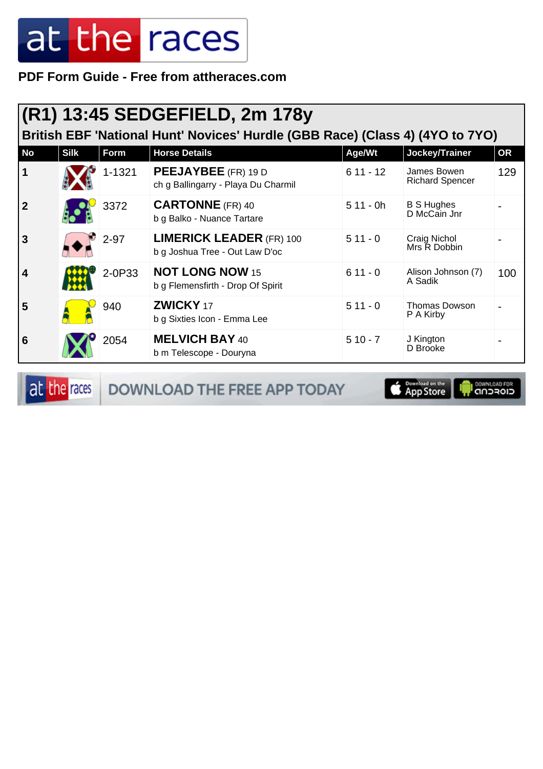PDF Form Guide - Free from attheraces.com

# (R1) 13:45 SEDGEFIELD, 2m 178y

## British EBF 'National Hunt' Novices' Hurdle (GBB Race) (Class 4) (4YO to 7YO)

| No | Silk | Form | Horse Details | Age/Wt | Jockey/Trainer | OR |
|---|---|---|---|---|---|---|
| 1 | | 1-1321 | **PEEJAYBEE** (FR) 19 D<br>ch g Ballingarry - Playa Du Charmil | 6 11 - 12 | James Bowen<br>Richard Spencer | 129 |
| 2 | | 3372 | **CARTONNE** (FR) 40<br>b g Balko - Nuance Tartare | 5 11 - 0h | B S Hughes<br>D McCain Jnr | - |
| 3 | | 2-97 | **LIMERICK LEADER** (FR) 100<br>b g Joshua Tree - Out Law D'oc | 5 11 - 0 | Craig Nichol<br>Mrs R Dobbin | - |
| 4 | | 2-0P33 | **NOT LONG NOW** 15<br>b g Flemensfirth - Drop Of Spirit | 6 11 - 0 | Alison Johnson (7)<br>A Sadik | 100 |
| 5 | | 940 | **ZWICKY** 17<br>b g Sixties Icon - Emma Lee | 5 11 - 0 | Thomas Dowson<br>P A Kirby | - |
| 6 | | 2054 | **MELVICH BAY** 40<br>b m Telescope - Douryna | 5 10 - 7 | J Kington<br>D Brooke | - |

DOWNLOAD THE FREE APP TODAY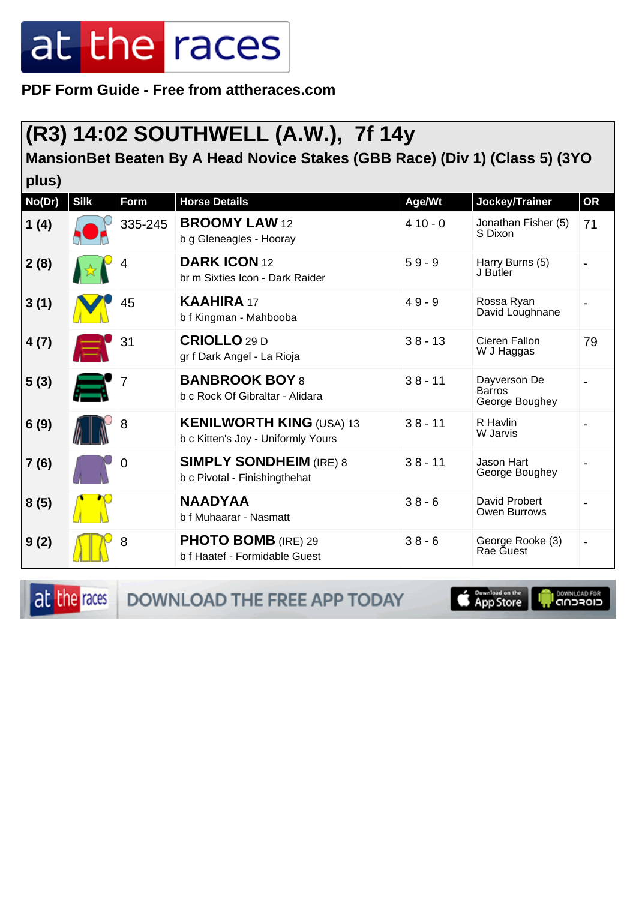PDF Form Guide - Free from attheraces.com

## (R3) 14:02 SOUTHWELL (A.W.), 7f 14y

### MansionBet Beaten By A Head Novice Stakes (GBB Race) (Div 1) (Class 5) (3YO plus)

| No(Dr) | Silk | Form | Horse Details | Age/Wt | Jockey/Trainer | OR |
|---|---|---|---|---|---|---|
| 1 (4) | | 335-245 | **BROOMY LAW** 12<br>b g Gleneagles - Hooray | 4 10 - 0 | Jonathan Fisher (5)<br>S Dixon | 71 |
| 2 (8) | | 4 | **DARK ICON** 12<br>br m Sixties Icon - Dark Raider | 5 9 - 9 | Harry Burns (5)<br>J Butler | - |
| 3 (1) | | 45 | **KAAHIRA** 17<br>b f Kingman - Mahbooba | 4 9 - 9 | Rossa Ryan<br>David Loughnane | - |
| 4 (7) | | 31 | **CRIOLLO** 29 D<br>gr f Dark Angel - La Rioja | 3 8 - 13 | Cieren Fallon<br>W J Haggas | 79 |
| 5 (3) | | 7 | **BANBROOK BOY** 8<br>b c Rock Of Gibraltar - Alidara | 3 8 - 11 | Dayverson De Barros<br>George Boughey | - |
| 6 (9) | | 8 | **KENILWORTH KING** (USA) 13<br>b c Kitten's Joy - Uniformly Yours | 3 8 - 11 | R Havlin<br>W Jarvis | - |
| 7 (6) | | 0 | **SIMPLY SONDHEIM** (IRE) 8<br>b c Pivotal - Finishingthehat | 3 8 - 11 | Jason Hart<br>George Boughey | - |
| 8 (5) | | | **NAADYAA**<br>b f Muhaarar - Nasmatt | 3 8 - 6 | David Probert<br>Owen Burrows | - |
| 9 (2) | | 8 | **PHOTO BOMB** (IRE) 29<br>b f Haatef - Formidable Guest | 3 8 - 6 | George Rooke (3)<br>Rae Guest | - |

DOWNLOAD THE FREE APP TODAY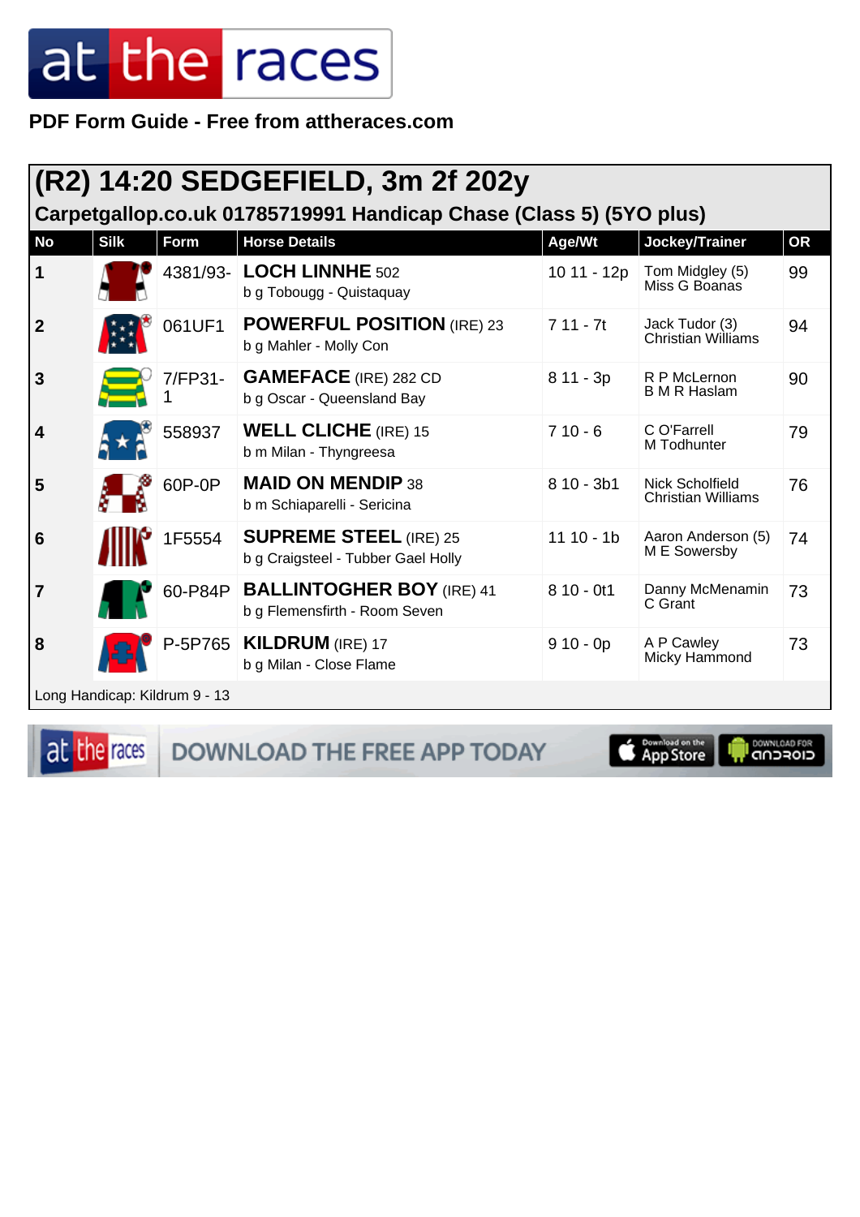PDF Form Guide - Free from attheraces.com

## (R2) 14:20 SEDGEFIELD, 3m 2f 202y

### Carpetgallop.co.uk 01785719991 Handicap Chase (Class 5) (5YO plus)

| No | Silk | Form | Horse Details | Age/Wt | Jockey/Trainer | OR |
|---|---|---|---|---|---|---|
| 1 | | 4381/93- | **LOCH LINNHE** 502<br>b g Tobougg - Quistaquay | 10 11 - 12p | Tom Midgley (5)<br>Miss G Boanas | 99 |
| 2 | | 061UF1 | **POWERFUL POSITION** (IRE) 23<br>b g Mahler - Molly Con | 7 11 - 7t | Jack Tudor (3)<br>Christian Williams | 94 |
| 3 | | 7/FP31-1 | **GAMEFACE** (IRE) 282 CD<br>b g Oscar - Queensland Bay | 8 11 - 3p | R P McLernon<br>B M R Haslam | 90 |
| 4 | | 558937 | **WELL CLICHE** (IRE) 15<br>b m Milan - Thyngreesa | 7 10 - 6 | C O'Farrell<br>M Todhunter | 79 |
| 5 | | 60P-0P | **MAID ON MENDIP** 38<br>b m Schiaparelli - Sericina | 8 10 - 3b1 | Nick Scholfield<br>Christian Williams | 76 |
| 6 | | 1F5554 | **SUPREME STEEL** (IRE) 25<br>b g Craigsteel - Tubber Gael Holly | 11 10 - 1b | Aaron Anderson (5)<br>M E Sowersby | 74 |
| 7 | | 60-P84P | **BALLINTOGHER BOY** (IRE) 41<br>b g Flemensfirth - Room Seven | 8 10 - 0t1 | Danny McMenamin<br>C Grant | 73 |
| 8 | | P-5P765 | **KILDRUM** (IRE) 17<br>b g Milan - Close Flame | 9 10 - 0p | A P Cawley<br>Micky Hammond | 73 |

Long Handicap: Kildrum 9 - 13

DOWNLOAD THE FREE APP TODAY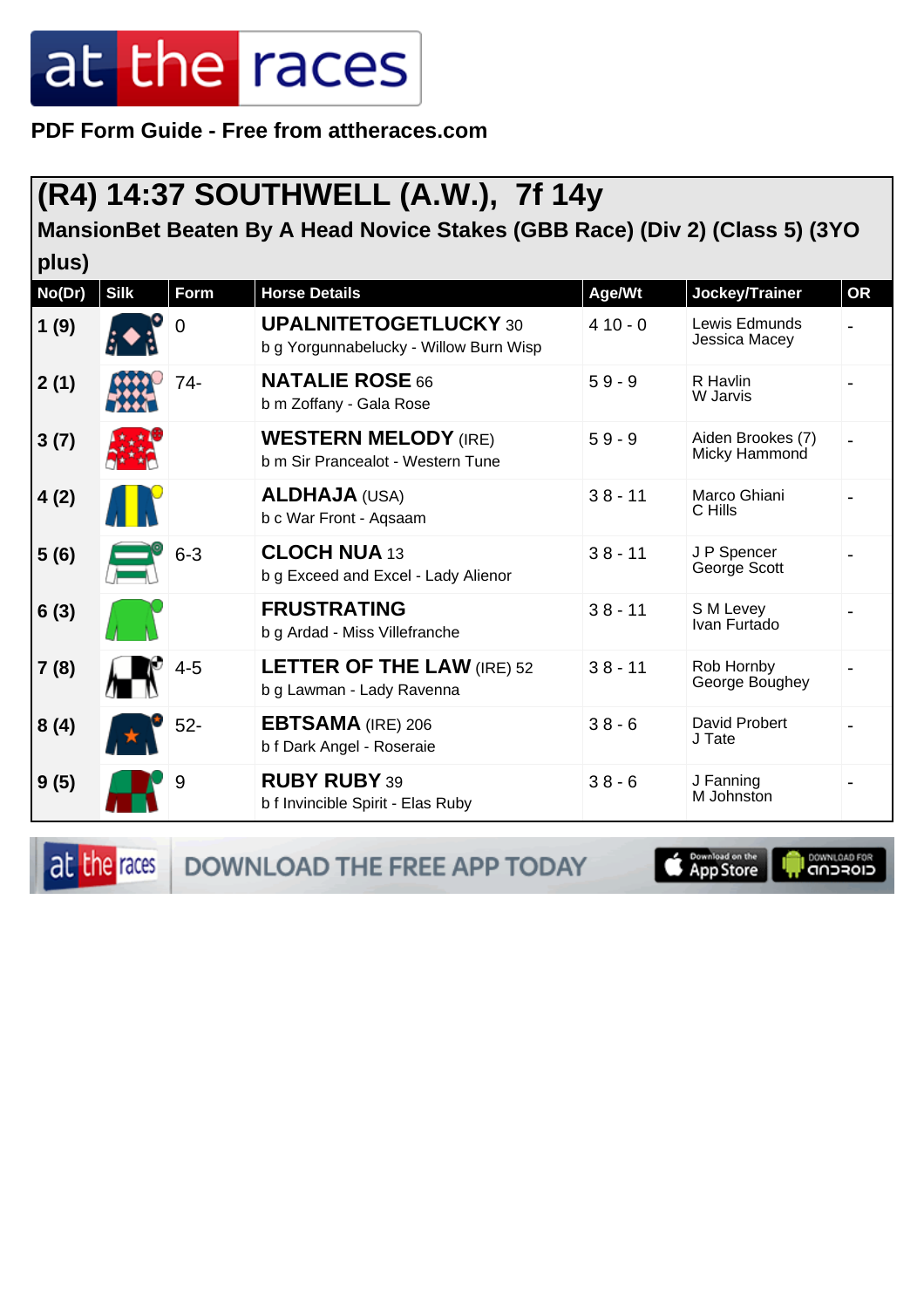**PDF Form Guide - Free from attheraces.com**

## (R4) 14:37 SOUTHWELL (A.W.), 7f 14y

### MansionBet Beaten By A Head Novice Stakes (GBB Race) (Div 2) (Class 5) (3YO plus)

| No(Dr) | Silk | Form | Horse Details | Age/Wt | Jockey/Trainer | OR |
|---|---|---|---|---|---|---|
| 1 (9) | | 0 | **UPALNITETOGETLUCKY** 30<br>b g Yorgunnabelucky - Willow Burn Wisp | 4 10 - 0 | Lewis Edmunds<br>Jessica Macey | - |
| 2 (1) | | 74- | **NATALIE ROSE** 66<br>b m Zoffany - Gala Rose | 5 9 - 9 | R Havlin<br>W Jarvis | - |
| 3 (7) | | | **WESTERN MELODY** (IRE)<br>b m Sir Prancealot - Western Tune | 5 9 - 9 | Aiden Brookes (7)<br>Micky Hammond | - |
| 4 (2) | | | **ALDHAJA** (USA)<br>b c War Front - Aqsaam | 3 8 - 11 | Marco Ghiani<br>C Hills | - |
| 5 (6) | | 6-3 | **CLOCH NUA** 13<br>b g Exceed and Excel - Lady Alienor | 3 8 - 11 | J P Spencer<br>George Scott | - |
| 6 (3) | | | **FRUSTRATING**<br>b g Ardad - Miss Villefranche | 3 8 - 11 | S M Levey<br>Ivan Furtado | - |
| 7 (8) | | 4-5 | **LETTER OF THE LAW** (IRE) 52<br>b g Lawman - Lady Ravenna | 3 8 - 11 | Rob Hornby<br>George Boughey | - |
| 8 (4) | | 52- | **EBTSAMA** (IRE) 206<br>b f Dark Angel - Roseraie | 3 8 - 6 | David Probert<br>J Tate | - |
| 9 (5) | | 9 | **RUBY RUBY** 39<br>b f Invincible Spirit - Elas Ruby | 3 8 - 6 | J Fanning<br>M Johnston | - |

DOWNLOAD THE FREE APP TODAY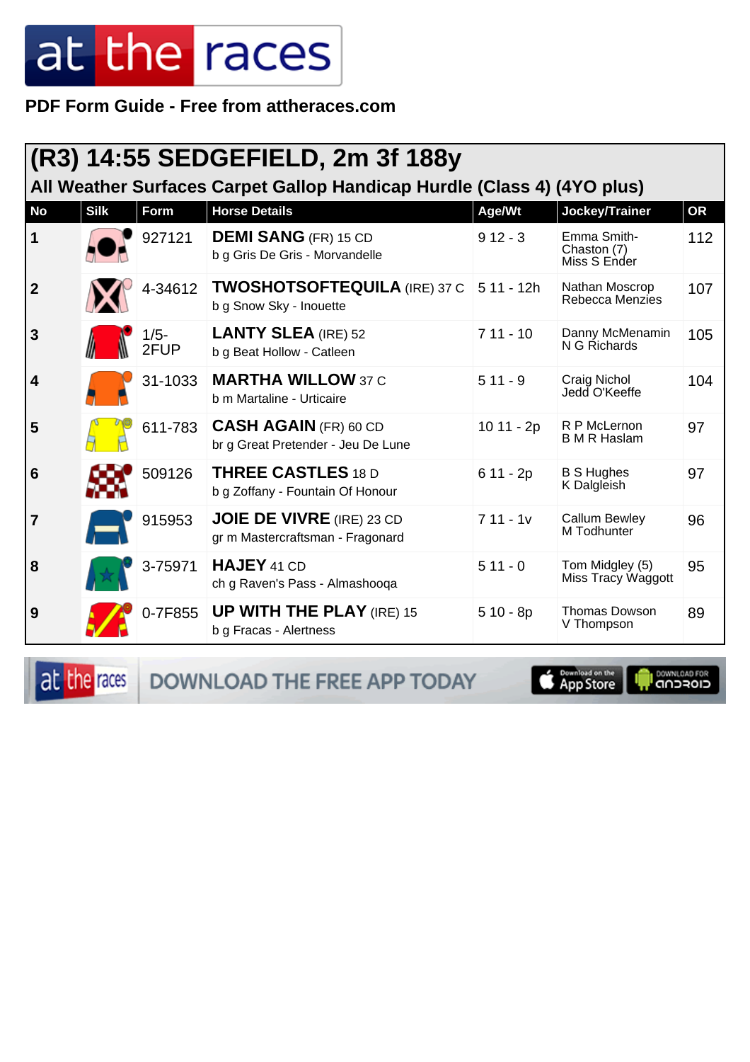PDF Form Guide - Free from attheraces.com

## (R3) 14:55 SEDGEFIELD, 2m 3f 188y

### All Weather Surfaces Carpet Gallop Handicap Hurdle (Class 4) (4YO plus)

| No | Silk | Form | Horse Details | Age/Wt | Jockey/Trainer | OR |
|---|---|---|---|---|---|---|
| 1 | | 927121 | **DEMI SANG** (FR) 15 CD<br>b g Gris De Gris - Morvandelle | 9 12 - 3 | Emma Smith-Chaston (7)<br>Miss S Ender | 112 |
| 2 | | 4-34612 | **TWOSHOTSOFTEQUILA** (IRE) 37 C<br>b g Snow Sky - Inouette | 5 11 - 12h | Nathan Moscrop<br>Rebecca Menzies | 107 |
| 3 | | 1/5-2FUP | **LANTY SLEA** (IRE) 52<br>b g Beat Hollow - Catleen | 7 11 - 10 | Danny McMenamin<br>N G Richards | 105 |
| 4 | | 31-1033 | **MARTHA WILLOW** 37 C<br>b m Martaline - Urticaire | 5 11 - 9 | Craig Nichol<br>Jedd O'Keeffe | 104 |
| 5 | | 611-783 | **CASH AGAIN** (FR) 60 CD<br>br g Great Pretender - Jeu De Lune | 10 11 - 2p | R P McLernon<br>B M R Haslam | 97 |
| 6 | | 509126 | **THREE CASTLES** 18 D<br>b g Zoffany - Fountain Of Honour | 6 11 - 2p | B S Hughes<br>K Dalgleish | 97 |
| 7 | | 915953 | **JOIE DE VIVRE** (IRE) 23 CD<br>gr m Mastercraftsman - Fragonard | 7 11 - 1v | Callum Bewley<br>M Todhunter | 96 |
| 8 | | 3-75971 | **HAJEY** 41 CD<br>ch g Raven's Pass - Almashooqa | 5 11 - 0 | Tom Midgley (5)<br>Miss Tracy Waggott | 95 |
| 9 | | 0-7F855 | **UP WITH THE PLAY** (IRE) 15<br>b g Fracas - Alertness | 5 10 - 8p | Thomas Dowson<br>V Thompson | 89 |

DOWNLOAD THE FREE APP TODAY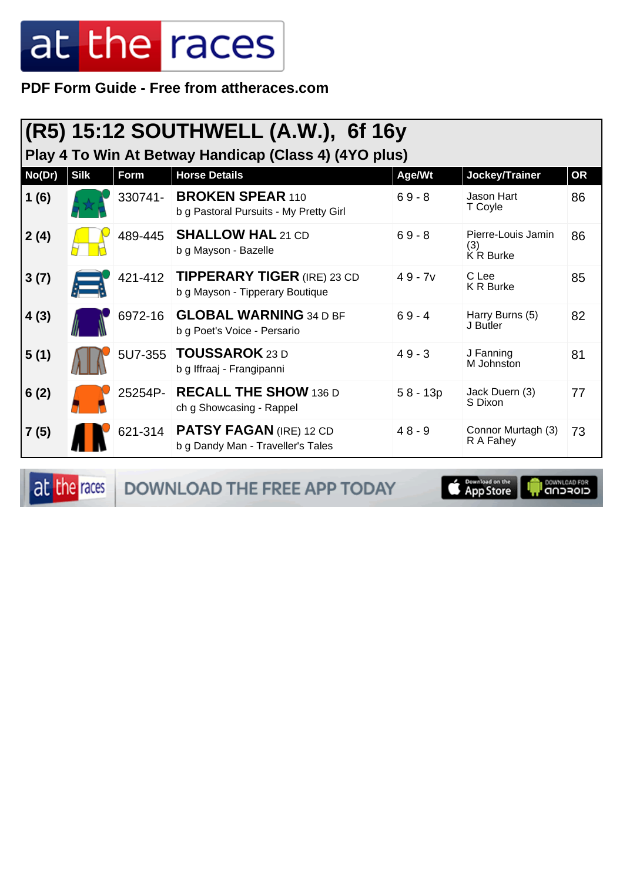PDF Form Guide - Free from attheraces.com

## (R5) 15:12 SOUTHWELL (A.W.), 6f 16y

### Play 4 To Win At Betway Handicap (Class 4) (4YO plus)

| No(Dr) | Silk | Form | Horse Details | Age/Wt | Jockey/Trainer | OR |
|---|---|---|---|---|---|---|
| 1 (6) | | 330741- | **BROKEN SPEAR** 110<br>b g Pastoral Pursuits - My Pretty Girl | 6 9 - 8 | Jason Hart<br>T Coyle | 86 |
| 2 (4) | | 489-445 | **SHALLOW HAL** 21 CD<br>b g Mayson - Bazelle | 6 9 - 8 | Pierre-Louis Jamin (3)<br>K R Burke | 86 |
| 3 (7) | | 421-412 | **TIPPERARY TIGER** (IRE) 23 CD<br>b g Mayson - Tipperary Boutique | 4 9 - 7v | C Lee<br>K R Burke | 85 |
| 4 (3) | | 6972-16 | **GLOBAL WARNING** 34 D BF<br>b g Poet's Voice - Persario | 6 9 - 4 | Harry Burns (5)<br>J Butler | 82 |
| 5 (1) | | 5U7-355 | **TOUSSAROK** 23 D<br>b g Iffraaj - Frangipanni | 4 9 - 3 | J Fanning<br>M Johnston | 81 |
| 6 (2) | | 25254P- | **RECALL THE SHOW** 136 D<br>ch g Showcasing - Rappel | 5 8 - 13p | Jack Duern (3)<br>S Dixon | 77 |
| 7 (5) | | 621-314 | **PATSY FAGAN** (IRE) 12 CD<br>b g Dandy Man - Traveller's Tales | 4 8 - 9 | Connor Murtagh (3)<br>R A Fahey | 73 |

DOWNLOAD THE FREE APP TODAY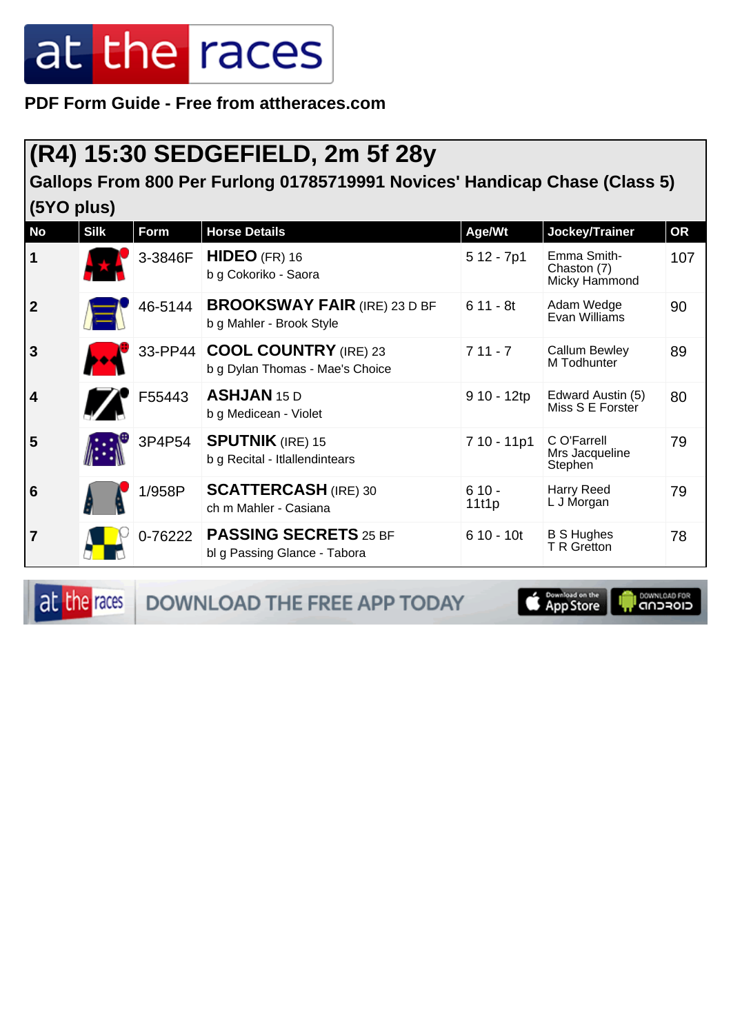PDF Form Guide - Free from attheraces.com

# (R4) 15:30 SEDGEFIELD, 2m 5f 28y

### Gallops From 800 Per Furlong 01785719991 Novices' Handicap Chase (Class 5) (5YO plus)

| No | Silk | Form | Horse Details | Age/Wt | Jockey/Trainer | OR |
|---|---|---|---|---|---|---|
| 1 | | 3-3846F | **HIDEO** (FR) 16<br>b g Cokoriko - Saora | 5 12 - 7p1 | Emma Smith-Chaston (7)<br>Micky Hammond | 107 |
| 2 | | 46-5144 | **BROOKSWAY FAIR** (IRE) 23 D BF<br>b g Mahler - Brook Style | 6 11 - 8t | Adam Wedge<br>Evan Williams | 90 |
| 3 | | 33-PP44 | **COOL COUNTRY** (IRE) 23<br>b g Dylan Thomas - Mae's Choice | 7 11 - 7 | Callum Bewley<br>M Todhunter | 89 |
| 4 | | F55443 | **ASHJAN** 15 D<br>b g Medicean - Violet | 9 10 - 12tp | Edward Austin (5)<br>Miss S E Forster | 80 |
| 5 | | 3P4P54 | **SPUTNIK** (IRE) 15<br>b g Recital - Itlallendintears | 7 10 - 11p1 | C O'Farrell<br>Mrs Jacqueline Stephen | 79 |
| 6 | | 1/958P | **SCATTERCASH** (IRE) 30<br>ch m Mahler - Casiana | 6 10 - 11t1p | Harry Reed<br>L J Morgan | 79 |
| 7 | | 0-76222 | **PASSING SECRETS** 25 BF<br>bl g Passing Glance - Tabora | 6 10 - 10t | B S Hughes<br>T R Gretton | 78 |

DOWNLOAD THE FREE APP TODAY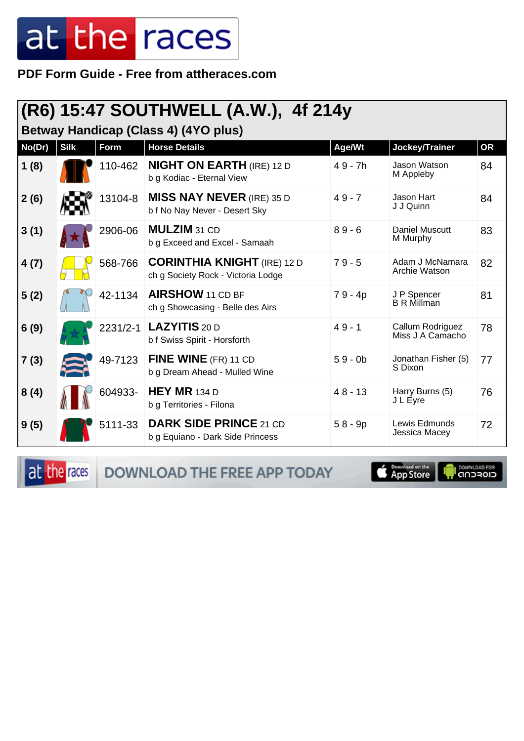PDF Form Guide - Free from attheraces.com

## (R6) 15:47 SOUTHWELL (A.W.), 4f 214y

### Betway Handicap (Class 4) (4YO plus)

| No(Dr) | Silk | Form | Horse Details | Age/Wt | Jockey/Trainer | OR |
|---|---|---|---|---|---|---|
| 1 (8) | | 110-462 | **NIGHT ON EARTH** (IRE) 12 D<br>b g Kodiac - Eternal View | 4 9 - 7h | Jason Watson<br>M Appleby | 84 |
| 2 (6) | | 13104-8 | **MISS NAY NEVER** (IRE) 35 D<br>b f No Nay Never - Desert Sky | 4 9 - 7 | Jason Hart<br>J J Quinn | 84 |
| 3 (1) | | 2906-06 | **MULZIM** 31 CD<br>b g Exceed and Excel - Samaah | 8 9 - 6 | Daniel Muscutt<br>M Murphy | 83 |
| 4 (7) | | 568-766 | **CORINTHIA KNIGHT** (IRE) 12 D<br>ch g Society Rock - Victoria Lodge | 7 9 - 5 | Adam J McNamara<br>Archie Watson | 82 |
| 5 (2) | | 42-1134 | **AIRSHOW** 11 CD BF<br>ch g Showcasing - Belle des Airs | 7 9 - 4p | J P Spencer<br>B R Millman | 81 |
| 6 (9) | | 2231/2-1 | **LAZYITIS** 20 D<br>b f Swiss Spirit - Horsforth | 4 9 - 1 | Callum Rodriguez<br>Miss J A Camacho | 78 |
| 7 (3) | | 49-7123 | **FINE WINE** (FR) 11 CD<br>b g Dream Ahead - Mulled Wine | 5 9 - 0b | Jonathan Fisher (5)<br>S Dixon | 77 |
| 8 (4) | | 604933- | **HEY MR** 134 D<br>b g Territories - Filona | 4 8 - 13 | Harry Burns (5)<br>J L Eyre | 76 |
| 9 (5) | | 5111-33 | **DARK SIDE PRINCE** 21 CD<br>b g Equiano - Dark Side Princess | 5 8 - 9p | Lewis Edmunds<br>Jessica Macey | 72 |

DOWNLOAD THE FREE APP TODAY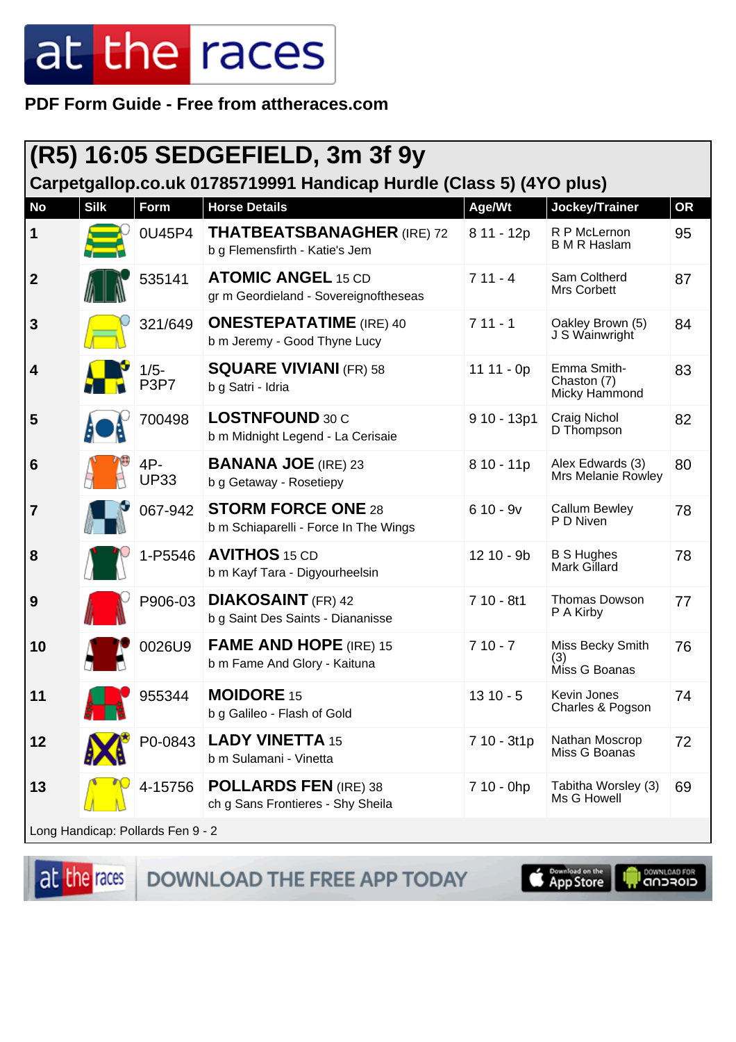PDF Form Guide - Free from attheraces.com

## (R5) 16:05 SEDGEFIELD, 3m 3f 9y

### Carpetgallop.co.uk 01785719991 Handicap Hurdle (Class 5) (4YO plus)

| No | Silk | Form | Horse Details | Age/Wt | Jockey/Trainer | OR |
|---|---|---|---|---|---|---|
| 1 | | 0U45P4 | **THATBEATSBANAGHER** (IRE) 72<br>b g Flemensfirth - Katie's Jem | 8 11 - 12p | R P McLernon<br>B M R Haslam | 95 |
| 2 | | 535141 | **ATOMIC ANGEL** 15 CD<br>gr m Geordieland - Sovereignoftheseas | 7 11 - 4 | Sam Coltherd<br>Mrs Corbett | 87 |
| 3 | | 321/649 | **ONESTEPATATIME** (IRE) 40<br>b m Jeremy - Good Thyne Lucy | 7 11 - 1 | Oakley Brown (5)<br>J S Wainwright | 84 |
| 4 | | 1/5-P3P7 | **SQUARE VIVIANI** (FR) 58<br>b g Satri - Idria | 11 11 - 0p | Emma Smith-Chaston (7)<br>Micky Hammond | 83 |
| 5 | | 700498 | **LOSTNFOUND** 30 C<br>b m Midnight Legend - La Cerisaie | 9 10 - 13p1 | Craig Nichol<br>D Thompson | 82 |
| 6 | | 4P-UP33 | **BANANA JOE** (IRE) 23<br>b g Getaway - Rosetiepy | 8 10 - 11p | Alex Edwards (3)<br>Mrs Melanie Rowley | 80 |
| 7 | | 067-942 | **STORM FORCE ONE** 28<br>b m Schiaparelli - Force In The Wings | 6 10 - 9v | Callum Bewley<br>P D Niven | 78 |
| 8 | | 1-P5546 | **AVITHOS** 15 CD<br>b m Kayf Tara - Digyourheelsin | 12 10 - 9b | B S Hughes<br>Mark Gillard | 78 |
| 9 | | P906-03 | **DIAKOSAINT** (FR) 42<br>b g Saint Des Saints - Dianainisse | 7 10 - 8t1 | Thomas Dowson<br>P A Kirby | 77 |
| 10 | | 0026U9 | **FAME AND HOPE** (IRE) 15<br>b m Fame And Glory - Kaituna | 7 10 - 7 | Miss Becky Smith (3)<br>Miss G Boanas | 76 |
| 11 | | 955344 | **MOIDORE** 15<br>b g Galileo - Flash of Gold | 13 10 - 5 | Kevin Jones<br>Charles & Pogson | 74 |
| 12 | | P0-0843 | **LADY VINETTA** 15<br>b m Sulamani - Vinetta | 7 10 - 3t1p | Nathan Moscrop<br>Miss G Boanas | 72 |
| 13 | | 4-15756 | **POLLARDS FEN** (IRE) 38<br>ch g Sans Frontieres - Shy Sheila | 7 10 - 0hp | Tabitha Worsley (3)<br>Ms G Howell | 69 |

Long Handicap: Pollards Fen 9 - 2

DOWNLOAD THE FREE APP TODAY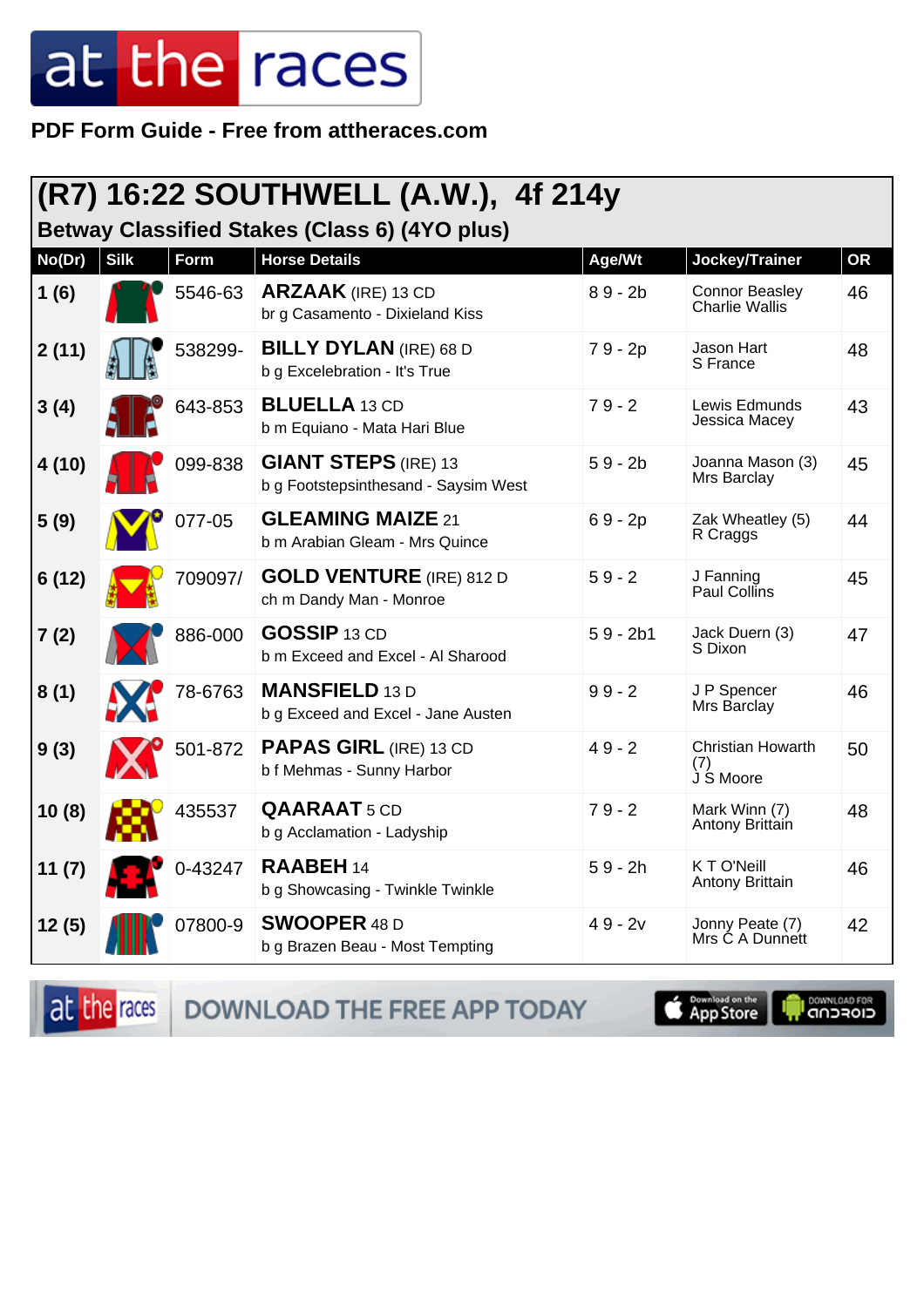PDF Form Guide - Free from attheraces.com

# (R7) 16:22 SOUTHWELL (A.W.), 4f 214y

## Betway Classified Stakes (Class 6) (4YO plus)

| No(Dr) | Silk | Form | Horse Details | Age/Wt | Jockey/Trainer | OR |
|---|---|---|---|---|---|---|
| 1 (6) | | 5546-63 | **ARZAAK** (IRE) 13 CD<br>br g Casamento - Dixieland Kiss | 8 9 - 2b | Connor Beasley<br>Charlie Wallis | 46 |
| 2 (11) | | 538299- | **BILLY DYLAN** (IRE) 68 D<br>b g Excelebration - It's True | 7 9 - 2p | Jason Hart<br>S France | 48 |
| 3 (4) | | 643-853 | **BLUELLA** 13 CD<br>b m Equiano - Mata Hari Blue | 7 9 - 2 | Lewis Edmunds<br>Jessica Macey | 43 |
| 4 (10) | | 099-838 | **GIANT STEPS** (IRE) 13<br>b g Footstepsinthesand - Saysim West | 5 9 - 2b | Joanna Mason (3)<br>Mrs Barclay | 45 |
| 5 (9) | | 077-05 | **GLEAMING MAIZE** 21<br>b m Arabian Gleam - Mrs Quince | 6 9 - 2p | Zak Wheatley (5)<br>R Craggs | 44 |
| 6 (12) | | 709097/ | **GOLD VENTURE** (IRE) 812 D<br>ch m Dandy Man - Monroe | 5 9 - 2 | J Fanning<br>Paul Collins | 45 |
| 7 (2) | | 886-000 | **GOSSIP** 13 CD<br>b m Exceed and Excel - Al Sharood | 5 9 - 2b1 | Jack Duern (3)<br>S Dixon | 47 |
| 8 (1) | | 78-6763 | **MANSFIELD** 13 D<br>b g Exceed and Excel - Jane Austen | 9 9 - 2 | J P Spencer<br>Mrs Barclay | 46 |
| 9 (3) | | 501-872 | **PAPAS GIRL** (IRE) 13 CD<br>b f Mehmas - Sunny Harbor | 4 9 - 2 | Christian Howarth (7)<br>J S Moore | 50 |
| 10 (8) | | 435537 | **QAARAAT** 5 CD<br>b g Acclamation - Ladyship | 7 9 - 2 | Mark Winn (7)<br>Antony Brittain | 48 |
| 11 (7) | | 0-43247 | **RAABEH** 14<br>b g Showcasing - Twinkle Twinkle | 5 9 - 2h | K T O'Neill<br>Antony Brittain | 46 |
| 12 (5) | | 07800-9 | **SWOOPER** 48 D<br>b g Brazen Beau - Most Tempting | 4 9 - 2v | Jonny Peate (7)<br>Mrs C A Dunnett | 42 |

DOWNLOAD THE FREE APP TODAY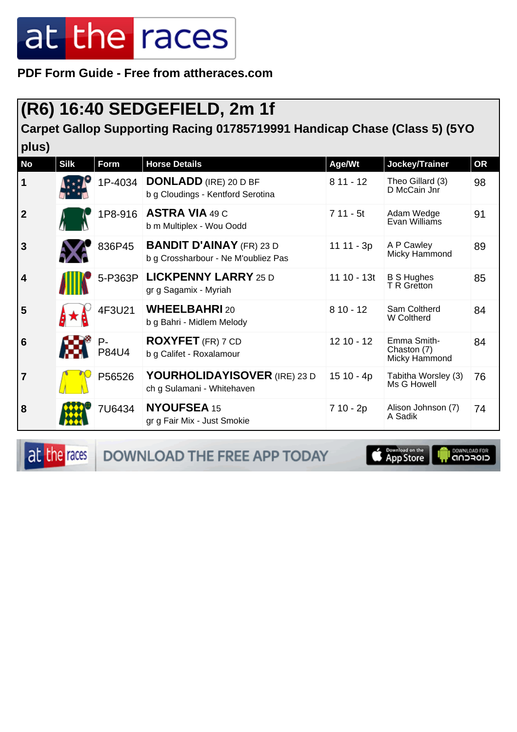PDF Form Guide - Free from attheraces.com

# (R6) 16:40 SEDGEFIELD, 2m 1f

## Carpet Gallop Supporting Racing 01785719991 Handicap Chase (Class 5) (5YO plus)

| No | Silk | Form | Horse Details | Age/Wt | Jockey/Trainer | OR |
|---|---|---|---|---|---|---|
| 1 | | 1P-4034 | **DONLADD** (IRE) 20 D BF<br>b g Cloudings - Kentford Serotina | 8 11 - 12 | Theo Gillard (3)<br>D McCain Jnr | 98 |
| 2 | | 1P8-916 | **ASTRA VIA** 49 C<br>b m Multiplex - Wou Oodd | 7 11 - 5t | Adam Wedge<br>Evan Williams | 91 |
| 3 | | 836P45 | **BANDIT D'AINAY** (FR) 23 D<br>b g Crossharbour - Ne M'oubliez Pas | 11 11 - 3p | A P Cawley<br>Micky Hammond | 89 |
| 4 | | 5-P363P | **LICKPENNY LARRY** 25 D<br>gr g Sagamix - Myriah | 11 10 - 13t | B S Hughes<br>T R Gretton | 85 |
| 5 | | 4F3U21 | **WHEELBAHRI** 20<br>b g Bahri - Midlem Melody | 8 10 - 12 | Sam Coltherd<br>W Coltherd | 84 |
| 6 | | P-P84U4 | **ROXYFET** (FR) 7 CD<br>b g Califet - Roxalamour | 12 10 - 12 | Emma Smith-Chaston (7)<br>Micky Hammond | 84 |
| 7 | | P56526 | **YOURHOLIDAYISOVER** (IRE) 23 D<br>ch g Sulamani - Whitehaven | 15 10 - 4p | Tabitha Worsley (3)<br>Ms G Howell | 76 |
| 8 | | 7U6434 | **NYOUFSEA** 15<br>gr g Fair Mix - Just Smokie | 7 10 - 2p | Alison Johnson (7)<br>A Sadik | 74 |

DOWNLOAD THE FREE APP TODAY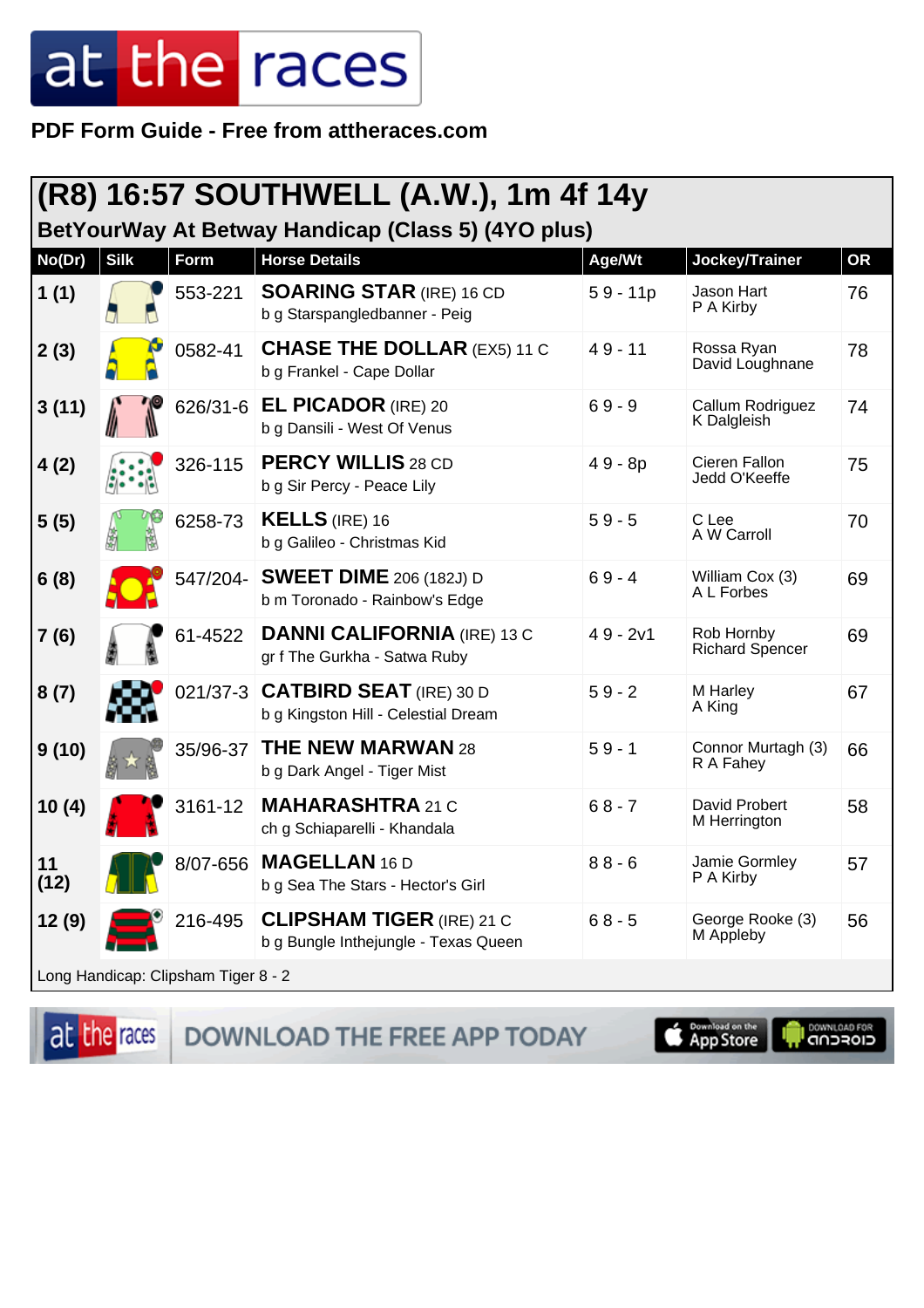PDF Form Guide - Free from attheraces.com

## (R8) 16:57 SOUTHWELL (A.W.), 1m 4f 14y

### BetYourWay At Betway Handicap (Class 5) (4YO plus)

| No(Dr) | Silk | Form | Horse Details | Age/Wt | Jockey/Trainer | OR |
|---|---|---|---|---|---|---|
| 1 (1) | | 553-221 | **SOARING STAR** (IRE) 16 CD<br>b g Starspangledbanner - Peig | 5 9 - 11p | Jason Hart<br>P A Kirby | 76 |
| 2 (3) | | 0582-41 | **CHASE THE DOLLAR** (EX5) 11 C<br>b g Frankel - Cape Dollar | 4 9 - 11 | Rossa Ryan<br>David Loughnane | 78 |
| 3 (11) | | 626/31-6 | **EL PICADOR** (IRE) 20<br>b g Dansili - West Of Venus | 6 9 - 9 | Callum Rodriguez<br>K Dalgleish | 74 |
| 4 (2) | | 326-115 | **PERCY WILLIS** 28 CD<br>b g Sir Percy - Peace Lily | 4 9 - 8p | Cieren Fallon<br>Jedd O'Keeffe | 75 |
| 5 (5) | | 6258-73 | **KELLS** (IRE) 16<br>b g Galileo - Christmas Kid | 5 9 - 5 | C Lee<br>A W Carroll | 70 |
| 6 (8) | | 547/204- | **SWEET DIME** 206 (182J) D<br>b m Toronado - Rainbow's Edge | 6 9 - 4 | William Cox (3)<br>A L Forbes | 69 |
| 7 (6) | | 61-4522 | **DANNI CALIFORNIA** (IRE) 13 C<br>gr f The Gurkha - Satwa Ruby | 4 9 - 2v1 | Rob Hornby<br>Richard Spencer | 69 |
| 8 (7) | | 021/37-3 | **CATBIRD SEAT** (IRE) 30 D<br>b g Kingston Hill - Celestial Dream | 5 9 - 2 | M Harley<br>A King | 67 |
| 9 (10) | | 35/96-37 | **THE NEW MARWAN** 28<br>b g Dark Angel - Tiger Mist | 5 9 - 1 | Connor Murtagh (3)<br>R A Fahey | 66 |
| 10 (4) | | 3161-12 | **MAHARASHTRA** 21 C<br>ch g Schiaparelli - Khandala | 6 8 - 7 | David Probert<br>M Herrington | 58 |
| 11 (12) | | 8/07-656 | **MAGELLAN** 16 D<br>b g Sea The Stars - Hector's Girl | 8 8 - 6 | Jamie Gormley<br>P A Kirby | 57 |
| 12 (9) | | 216-495 | **CLIPSHAM TIGER** (IRE) 21 C<br>b g Bungle Inthejungle - Texas Queen | 6 8 - 5 | George Rooke (3)<br>M Appleby | 56 |

Long Handicap: Clipsham Tiger 8 - 2

DOWNLOAD THE FREE APP TODAY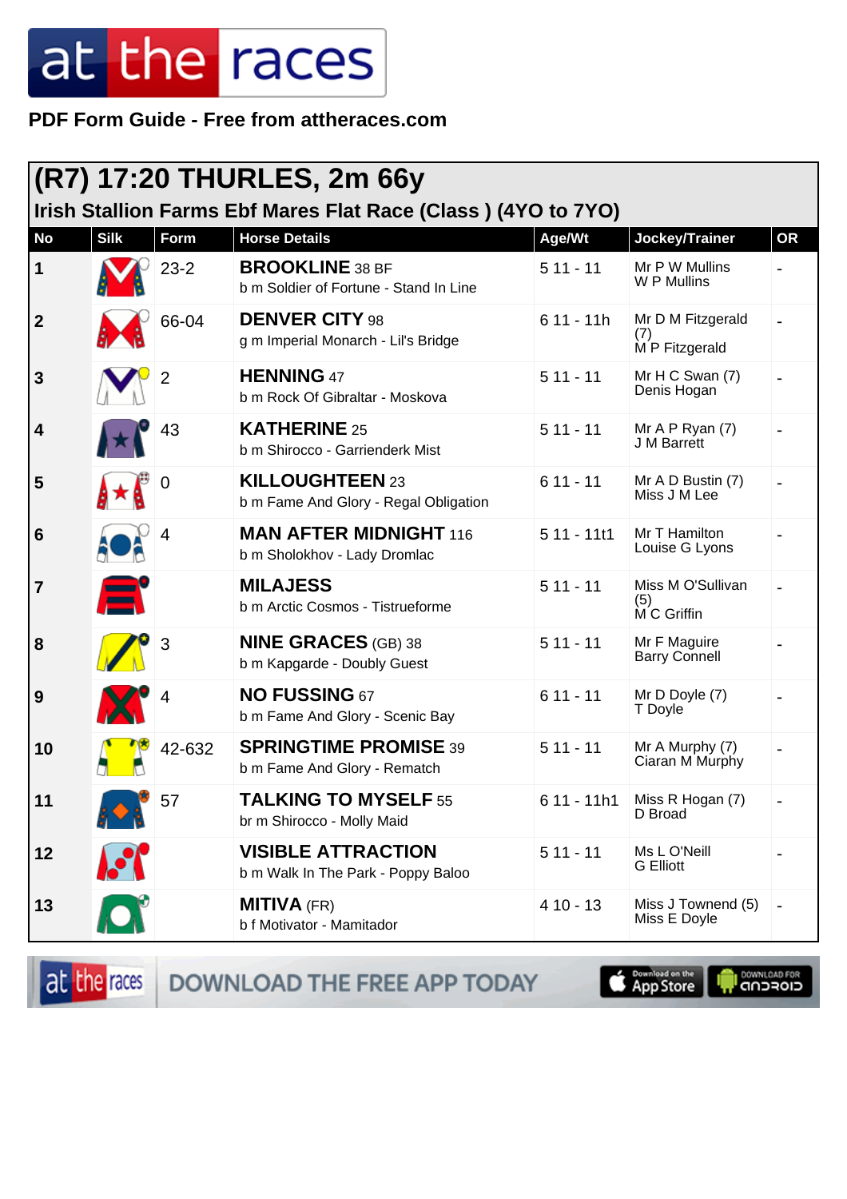# at the races

**PDF Form Guide - Free from attheraces.com**

## (R7) 17:20 THURLES, 2m 66y

### Irish Stallion Farms Ebf Mares Flat Race (Class ) (4YO to 7YO)

| No | Silk | Form | Horse Details | Age/Wt | Jockey/Trainer | OR |
|---|---|---|---|---|---|---|
| 1 | | 23-2 | **BROOKLINE** 38 BF<br>b m Soldier of Fortune - Stand In Line | 5 11 - 11 | Mr P W Mullins<br>W P Mullins | - |
| 2 | | 66-04 | **DENVER CITY** 98<br>g m Imperial Monarch - Lil's Bridge | 6 11 - 11h | Mr D M Fitzgerald (7)<br>M P Fitzgerald | - |
| 3 | | 2 | **HENNING** 47<br>b m Rock Of Gibraltar - Moskova | 5 11 - 11 | Mr H C Swan (7)<br>Denis Hogan | - |
| 4 | | 43 | **KATHERINE** 25<br>b m Shirocco - Garrienderk Mist | 5 11 - 11 | Mr A P Ryan (7)<br>J M Barrett | - |
| 5 | | 0 | **KILLOUGHTEEN** 23<br>b m Fame And Glory - Regal Obligation | 6 11 - 11 | Mr A D Bustin (7)<br>Miss J M Lee | - |
| 6 | | 4 | **MAN AFTER MIDNIGHT** 116<br>b m Sholokhov - Lady Dromlac | 5 11 - 11t1 | Mr T Hamilton<br>Louise G Lyons | - |
| 7 | | | **MILAJESS**<br>b m Arctic Cosmos - Tistrueforme | 5 11 - 11 | Miss M O'Sullivan (5)<br>M C Griffin | - |
| 8 | | 3 | **NINE GRACES** (GB) 38<br>b m Kapgarde - Doubly Guest | 5 11 - 11 | Mr F Maguire<br>Barry Connell | - |
| 9 | | 4 | **NO FUSSING** 67<br>b m Fame And Glory - Scenic Bay | 6 11 - 11 | Mr D Doyle (7)<br>T Doyle | - |
| 10 | | 42-632 | **SPRINGTIME PROMISE** 39<br>b m Fame And Glory - Rematch | 5 11 - 11 | Mr A Murphy (7)<br>Ciaran M Murphy | - |
| 11 | | 57 | **TALKING TO MYSELF** 55<br>br m Shirocco - Molly Maid | 6 11 - 11h1 | Miss R Hogan (7)<br>D Broad | - |
| 12 | | | **VISIBLE ATTRACTION**<br>b m Walk In The Park - Poppy Baloo | 5 11 - 11 | Ms L O'Neill<br>G Elliott | - |
| 13 | | | **MITIVA** (FR)<br>b f Motivator - Mamitador | 4 10 - 13 | Miss J Townend (5)<br>Miss E Doyle | - |

at the races — DOWNLOAD THE FREE APP TODAY — Download on the App Store — DOWNLOAD FOR ANDROID